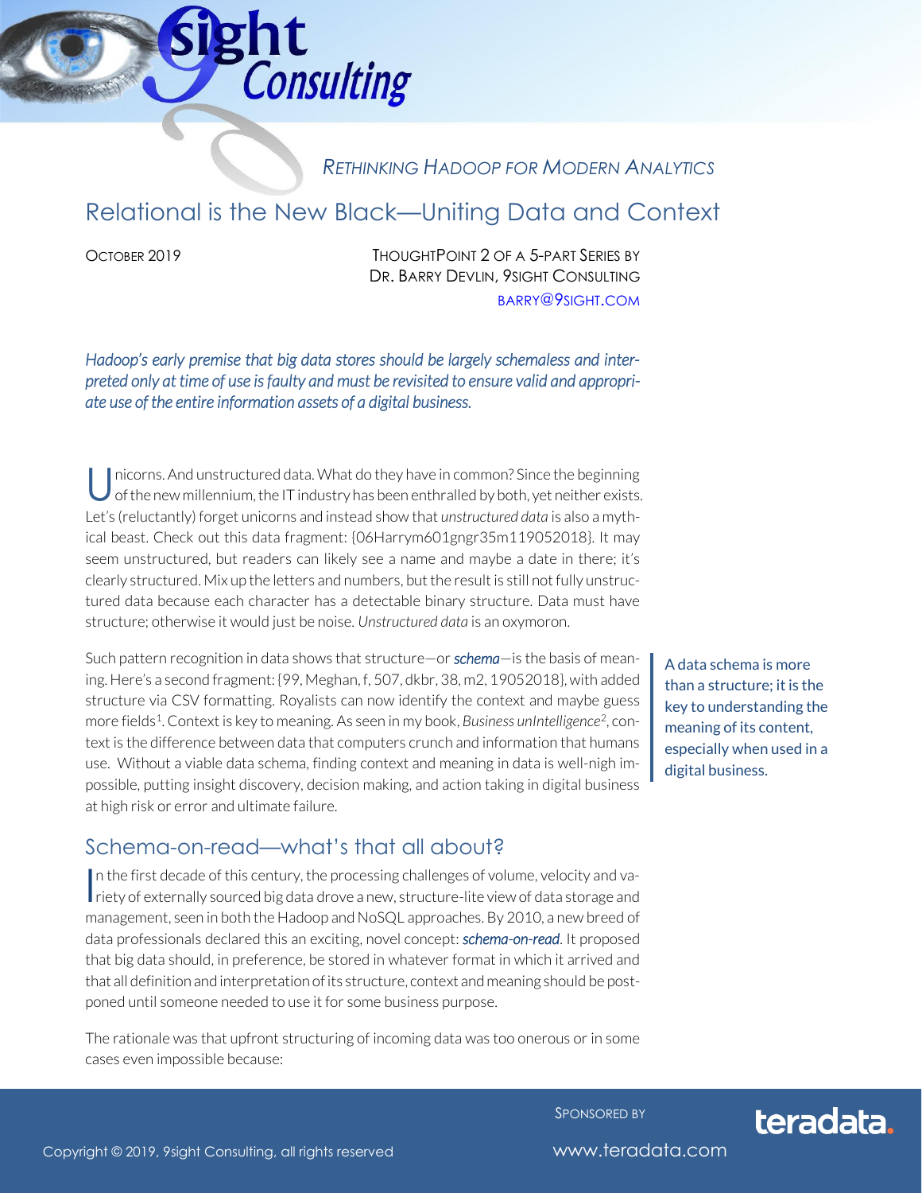*RETHINKING HADOOP FOR MODERN ANALYTICS*

# Relational is the New Black—Uniting Data and Context

OCTOBER 2019

THOUGHTPOINT 2 OF A 5-PART SERIES BY
DR. BARRY DEVLIN, 9SIGHT CONSULTING
BARRY@9SIGHT.COM

*Hadoop's early premise that big data stores should be largely schemaless and interpreted only at time of use is faulty and must be revisited to ensure valid and appropriate use of the entire information assets of a digital business.*

Unicorns. And unstructured data. What do they have in common? Since the beginning of the new millennium, the IT industry has been enthralled by both, yet neither exists. Let's (reluctantly) forget unicorns and instead show that *unstructured data* is also a mythical beast. Check out this data fragment: {06Harrym601gngr35m119052018}. It may seem unstructured, but readers can likely see a name and maybe a date in there; it's clearly structured. Mix up the letters and numbers, but the result is still not fully unstructured data because each character has a detectable binary structure. Data must have structure; otherwise it would just be noise. *Unstructured data* is an oxymoron.

Such pattern recognition in data shows that structure—or ***schema***—is the basis of meaning. Here's a second fragment: {99, Meghan, f, 507, dkbr, 38, m2, 19052018}, with added structure via CSV formatting. Royalists can now identify the context and maybe guess more fields[1]. Context is key to meaning. As seen in my book, *Business unIntelligence*[2], context is the difference between data that computers crunch and information that humans use. Without a viable data schema, finding context and meaning in data is well-nigh impossible, putting insight discovery, decision making, and action taking in digital business at high risk or error and ultimate failure.

A data schema is more than a structure; it is the key to understanding the meaning of its content, especially when used in a digital business.

## Schema-on-read—what's that all about?

In the first decade of this century, the processing challenges of volume, velocity and variety of externally sourced big data drove a new, structure-lite view of data storage and management, seen in both the Hadoop and NoSQL approaches. By 2010, a new breed of data professionals declared this an exciting, novel concept: ***schema-on-read***. It proposed that big data should, in preference, be stored in whatever format in which it arrived and that all definition and interpretation of its structure, context and meaning should be postponed until someone needed to use it for some business purpose.

The rationale was that upfront structuring of incoming data was too onerous or in some cases even impossible because:

SPONSORED BY teradata.
www.teradata.com

Copyright © 2019, 9sight Consulting, all rights reserved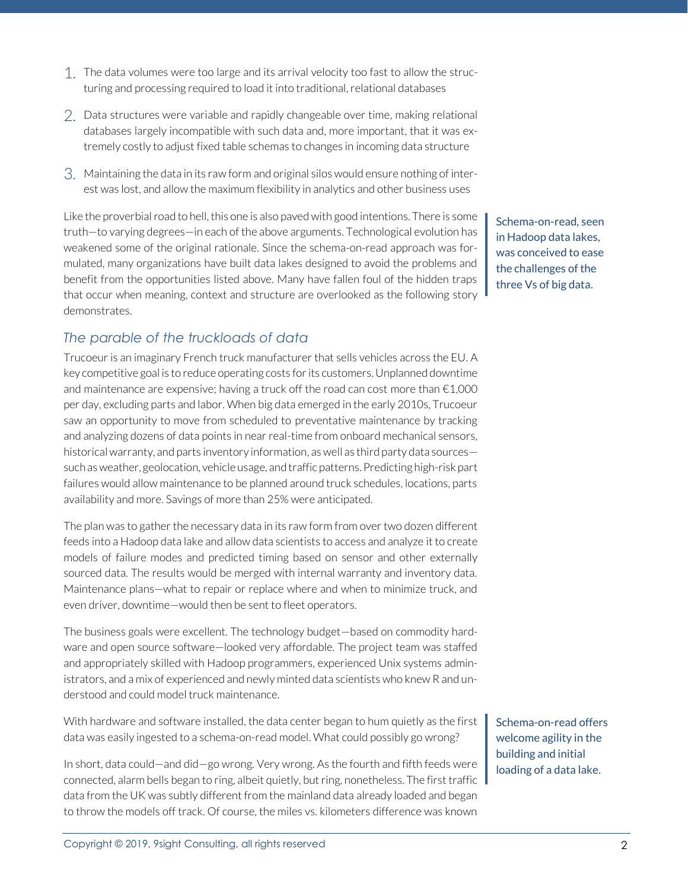1. The data volumes were too large and its arrival velocity too fast to allow the structuring and processing required to load it into traditional, relational databases

2. Data structures were variable and rapidly changeable over time, making relational databases largely incompatible with such data and, more important, that it was extremely costly to adjust fixed table schemas to changes in incoming data structure

3. Maintaining the data in its raw form and original silos would ensure nothing of interest was lost, and allow the maximum flexibility in analytics and other business uses

Like the proverbial road to hell, this one is also paved with good intentions. There is some truth—to varying degrees—in each of the above arguments. Technological evolution has weakened some of the original rationale. Since the schema-on-read approach was formulated, many organizations have built data lakes designed to avoid the problems and benefit from the opportunities listed above. Many have fallen foul of the hidden traps that occur when meaning, context and structure are overlooked as the following story demonstrates.

> Schema-on-read, seen in Hadoop data lakes, was conceived to ease the challenges of the three Vs of big data.

## *The parable of the truckloads of data*

Trucoeur is an imaginary French truck manufacturer that sells vehicles across the EU. A key competitive goal is to reduce operating costs for its customers. Unplanned downtime and maintenance are expensive; having a truck off the road can cost more than €1,000 per day, excluding parts and labor. When big data emerged in the early 2010s, Trucoeur saw an opportunity to move from scheduled to preventative maintenance by tracking and analyzing dozens of data points in near real-time from onboard mechanical sensors, historical warranty, and parts inventory information, as well as third party data sources—such as weather, geolocation, vehicle usage, and traffic patterns. Predicting high-risk part failures would allow maintenance to be planned around truck schedules, locations, parts availability and more. Savings of more than 25% were anticipated.

The plan was to gather the necessary data in its raw form from over two dozen different feeds into a Hadoop data lake and allow data scientists to access and analyze it to create models of failure modes and predicted timing based on sensor and other externally sourced data. The results would be merged with internal warranty and inventory data. Maintenance plans—what to repair or replace where and when to minimize truck, and even driver, downtime—would then be sent to fleet operators.

The business goals were excellent. The technology budget—based on commodity hardware and open source software—looked very affordable. The project team was staffed and appropriately skilled with Hadoop programmers, experienced Unix systems administrators, and a mix of experienced and newly minted data scientists who knew R and understood and could model truck maintenance.

With hardware and software installed, the data center began to hum quietly as the first data was easily ingested to a schema-on-read model. What could possibly go wrong?

> Schema-on-read offers welcome agility in the building and initial loading of a data lake.

In short, data could—and did—go wrong. Very wrong. As the fourth and fifth feeds were connected, alarm bells began to ring, albeit quietly, but ring, nonetheless. The first traffic data from the UK was subtly different from the mainland data already loaded and began to throw the models off track. Of course, the miles vs. kilometers difference was known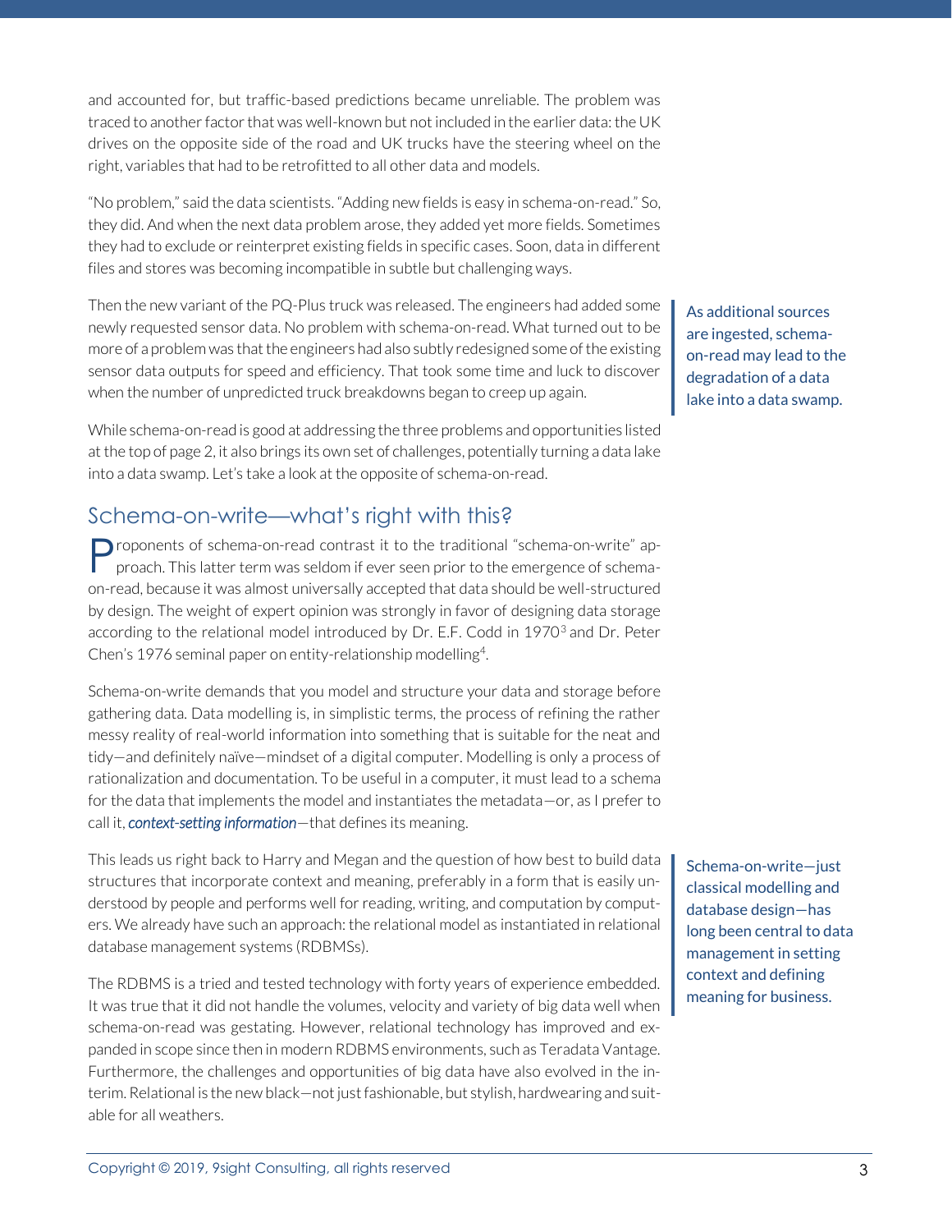and accounted for, but traffic-based predictions became unreliable. The problem was traced to another factor that was well-known but not included in the earlier data: the UK drives on the opposite side of the road and UK trucks have the steering wheel on the right, variables that had to be retrofitted to all other data and models.

"No problem," said the data scientists. "Adding new fields is easy in schema-on-read." So, they did. And when the next data problem arose, they added yet more fields. Sometimes they had to exclude or reinterpret existing fields in specific cases. Soon, data in different files and stores was becoming incompatible in subtle but challenging ways.

Then the new variant of the PQ-Plus truck was released. The engineers had added some newly requested sensor data. No problem with schema-on-read. What turned out to be more of a problem was that the engineers had also subtly redesigned some of the existing sensor data outputs for speed and efficiency. That took some time and luck to discover when the number of unpredicted truck breakdowns began to creep up again.

> As additional sources are ingested, schema-on-read may lead to the degradation of a data lake into a data swamp.

While schema-on-read is good at addressing the three problems and opportunities listed at the top of page 2, it also brings its own set of challenges, potentially turning a data lake into a data swamp. Let's take a look at the opposite of schema-on-read.

## Schema-on-write—what's right with this?

Proponents of schema-on-read contrast it to the traditional "schema-on-write" approach. This latter term was seldom if ever seen prior to the emergence of schema-on-read, because it was almost universally accepted that data should be well-structured by design. The weight of expert opinion was strongly in favor of designing data storage according to the relational model introduced by Dr. E.F. Codd in 1970[3] and Dr. Peter Chen's 1976 seminal paper on entity-relationship modelling[4].

Schema-on-write demands that you model and structure your data and storage before gathering data. Data modelling is, in simplistic terms, the process of refining the rather messy reality of real-world information into something that is suitable for the neat and tidy—and definitely naïve—mindset of a digital computer. Modelling is only a process of rationalization and documentation. To be useful in a computer, it must lead to a schema for the data that implements the model and instantiates the metadata—or, as I prefer to call it, ***context-setting information***—that defines its meaning.

This leads us right back to Harry and Megan and the question of how best to build data structures that incorporate context and meaning, preferably in a form that is easily understood by people and performs well for reading, writing, and computation by computers. We already have such an approach: the relational model as instantiated in relational database management systems (RDBMSs).

> Schema-on-write—just classical modelling and database design—has long been central to data management in setting context and defining meaning for business.

The RDBMS is a tried and tested technology with forty years of experience embedded. It was true that it did not handle the volumes, velocity and variety of big data well when schema-on-read was gestating. However, relational technology has improved and expanded in scope since then in modern RDBMS environments, such as Teradata Vantage. Furthermore, the challenges and opportunities of big data have also evolved in the interim. Relational is the new black—not just fashionable, but stylish, hardwearing and suitable for all weathers.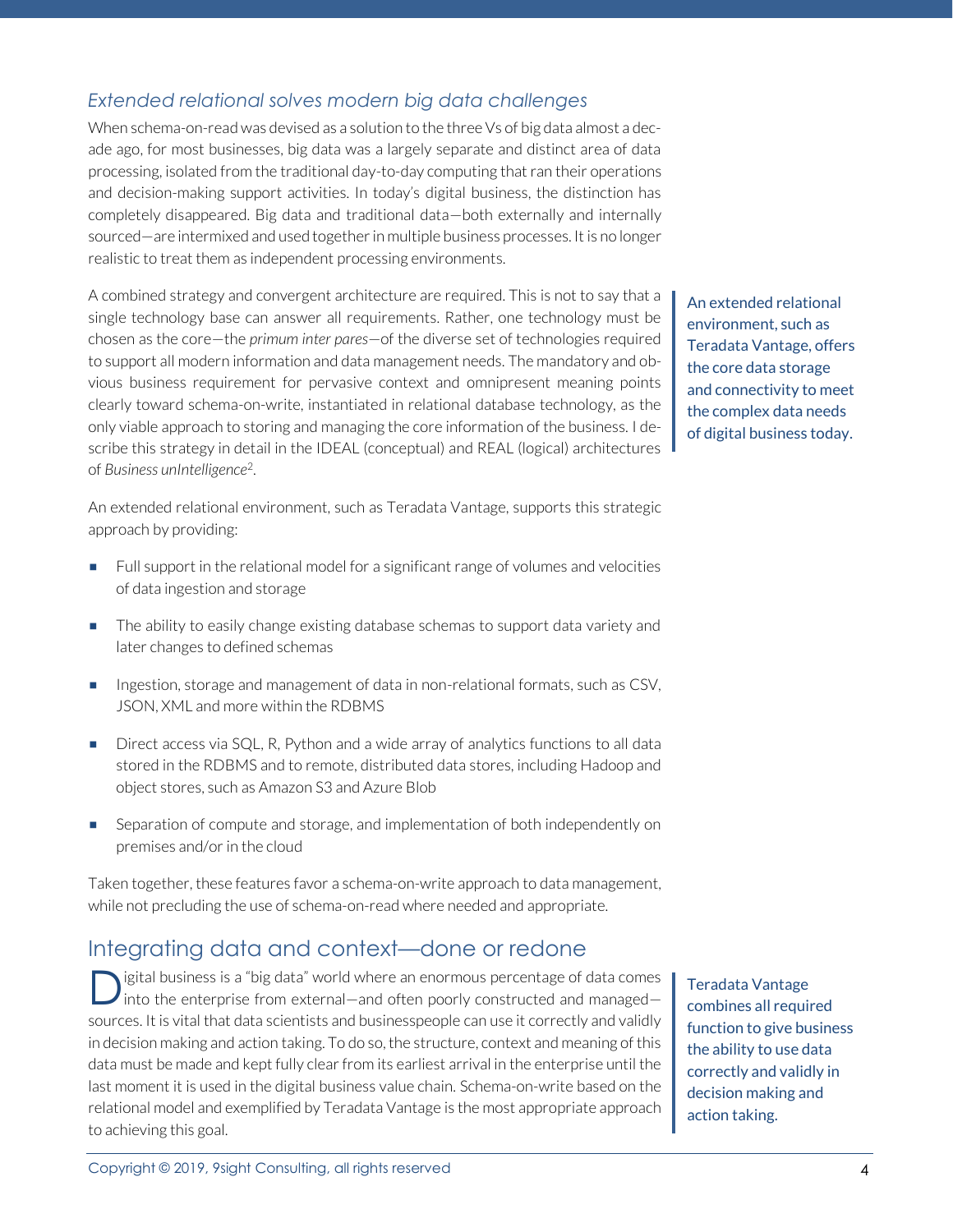### *Extended relational solves modern big data challenges*

When schema-on-read was devised as a solution to the three Vs of big data almost a decade ago, for most businesses, big data was a largely separate and distinct area of data processing, isolated from the traditional day-to-day computing that ran their operations and decision-making support activities. In today's digital business, the distinction has completely disappeared. Big data and traditional data—both externally and internally sourced—are intermixed and used together in multiple business processes. It is no longer realistic to treat them as independent processing environments.

A combined strategy and convergent architecture are required. This is not to say that a single technology base can answer all requirements. Rather, one technology must be chosen as the core—the *primum inter pares*—of the diverse set of technologies required to support all modern information and data management needs. The mandatory and obvious business requirement for pervasive context and omnipresent meaning points clearly toward schema-on-write, instantiated in relational database technology, as the only viable approach to storing and managing the core information of the business. I describe this strategy in detail in the IDEAL (conceptual) and REAL (logical) architectures of *Business unIntelligence*[2].

> An extended relational environment, such as Teradata Vantage, offers the core data storage and connectivity to meet the complex data needs of digital business today.

An extended relational environment, such as Teradata Vantage, supports this strategic approach by providing:

- Full support in the relational model for a significant range of volumes and velocities of data ingestion and storage
- The ability to easily change existing database schemas to support data variety and later changes to defined schemas
- Ingestion, storage and management of data in non-relational formats, such as CSV, JSON, XML and more within the RDBMS
- Direct access via SQL, R, Python and a wide array of analytics functions to all data stored in the RDBMS and to remote, distributed data stores, including Hadoop and object stores, such as Amazon S3 and Azure Blob
- Separation of compute and storage, and implementation of both independently on premises and/or in the cloud

Taken together, these features favor a schema-on-write approach to data management, while not precluding the use of schema-on-read where needed and appropriate.

## Integrating data and context—done or redone

Digital business is a "big data" world where an enormous percentage of data comes into the enterprise from external—and often poorly constructed and managed—sources. It is vital that data scientists and businesspeople can use it correctly and validly in decision making and action taking. To do so, the structure, context and meaning of this data must be made and kept fully clear from its earliest arrival in the enterprise until the last moment it is used in the digital business value chain. Schema-on-write based on the relational model and exemplified by Teradata Vantage is the most appropriate approach to achieving this goal.

> Teradata Vantage combines all required function to give business the ability to use data correctly and validly in decision making and action taking.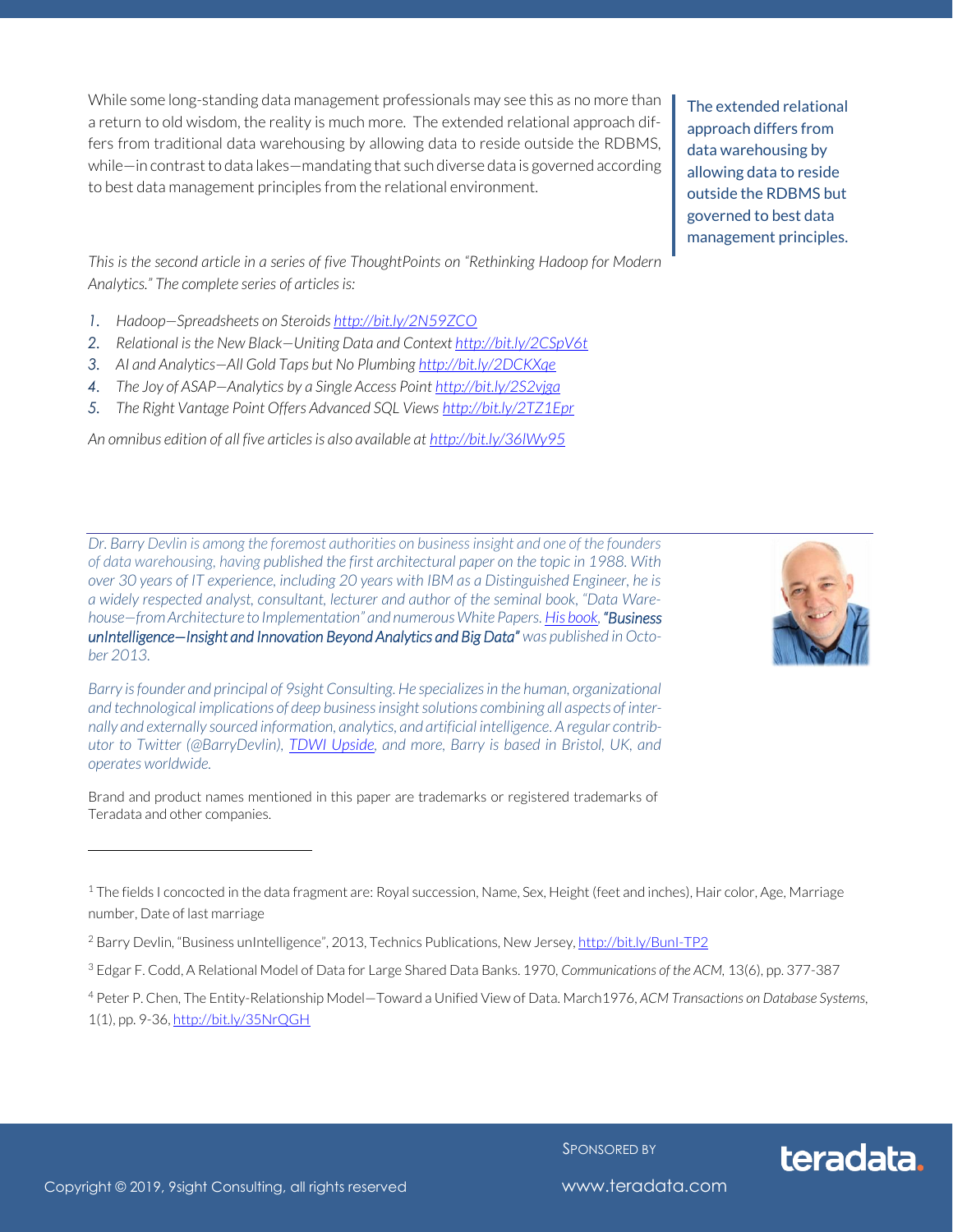While some long-standing data management professionals may see this as no more than a return to old wisdom, the reality is much more. The extended relational approach differs from traditional data warehousing by allowing data to reside outside the RDBMS, while—in contrast to data lakes—mandating that such diverse data is governed according to best data management principles from the relational environment.

The extended relational approach differs from data warehousing by allowing data to reside outside the RDBMS but governed to best data management principles.

*This is the second article in a series of five ThoughtPoints on "Rethinking Hadoop for Modern Analytics." The complete series of articles is:*

1. *Hadoop—Spreadsheets on Steroids* http://bit.ly/2N59ZCO
2. *Relational is the New Black—Uniting Data and Context* http://bit.ly/2CSpV6t
3. *AI and Analytics—All Gold Taps but No Plumbing* http://bit.ly/2DCKXqe
4. *The Joy of ASAP—Analytics by a Single Access Point* http://bit.ly/2S2vjga
5. *The Right Vantage Point Offers Advanced SQL Views* http://bit.ly/2TZ1Epr

*An omnibus edition of all five articles is also available at* http://bit.ly/36lWy95

---

*Dr. Barry Devlin is among the foremost authorities on business insight and one of the founders of data warehousing, having published the first architectural paper on the topic in 1988. With over 30 years of IT experience, including 20 years with IBM as a Distinguished Engineer, he is a widely respected analyst, consultant, lecturer and author of the seminal book, "Data Warehouse—from Architecture to Implementation" and numerous White Papers. His book, **"Business unIntelligence—Insight and Innovation Beyond Analytics and Big Data"** was published in October 2013.*

*Barry is founder and principal of 9sight Consulting. He specializes in the human, organizational and technological implications of deep business insight solutions combining all aspects of internally and externally sourced information, analytics, and artificial intelligence. A regular contributor to Twitter (@BarryDevlin), TDWI Upside, and more, Barry is based in Bristol, UK, and operates worldwide.*

Brand and product names mentioned in this paper are trademarks or registered trademarks of Teradata and other companies.

---

[1] The fields I concocted in the data fragment are: Royal succession, Name, Sex, Height (feet and inches), Hair color, Age, Marriage number, Date of last marriage

[2] Barry Devlin, "Business unIntelligence", 2013, Technics Publications, New Jersey, http://bit.ly/BunI-TP2

[3] Edgar F. Codd, A Relational Model of Data for Large Shared Data Banks. 1970, *Communications of the ACM*, 13(6), pp. 377-387

[4] Peter P. Chen, The Entity-Relationship Model—Toward a Unified View of Data. March1976, *ACM Transactions on Database Systems*, 1(1), pp. 9-36, http://bit.ly/35NrQGH

Sponsored by teradata.

www.teradata.com

Copyright © 2019, 9sight Consulting, all rights reserved